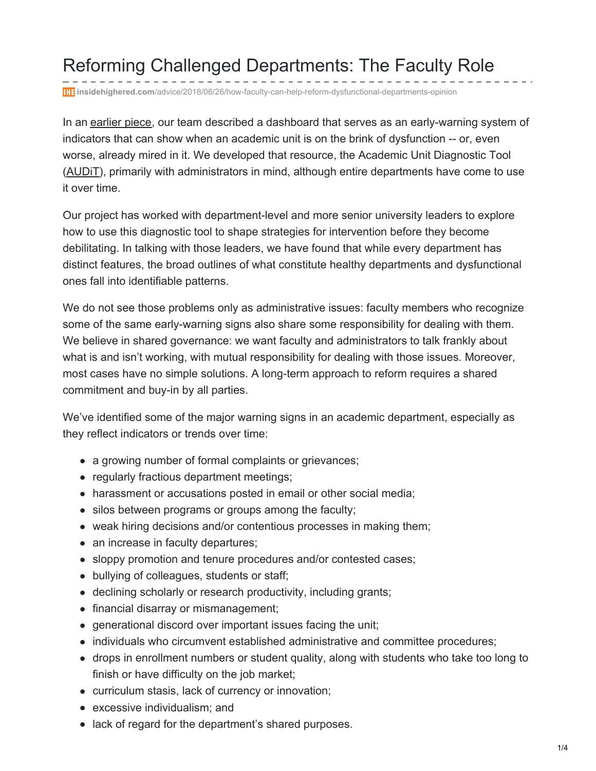# Reforming Challenged Departments: The Faculty Role

insidehighered.com/advice/2018/06/26/how-faculty-can-help-reform-dysfunctional-departments-opinion

In an earlier piece, our team described a dashboard that serves as an early-warning system of indicators that can show when an academic unit is on the brink of dysfunction -- or, even worse, already mired in it. We developed that resource, the Academic Unit Diagnostic Tool (AUDiT), primarily with administrators in mind, although entire departments have come to use it over time.

Our project has worked with department-level and more senior university leaders to explore how to use this diagnostic tool to shape strategies for intervention before they become debilitating. In talking with those leaders, we have found that while every department has distinct features, the broad outlines of what constitute healthy departments and dysfunctional ones fall into identifiable patterns.

We do not see those problems only as administrative issues: faculty members who recognize some of the same early-warning signs also share some responsibility for dealing with them. We believe in shared governance: we want faculty and administrators to talk frankly about what is and isn't working, with mutual responsibility for dealing with those issues. Moreover, most cases have no simple solutions. A long-term approach to reform requires a shared commitment and buy-in by all parties.

We've identified some of the major warning signs in an academic department, especially as they reflect indicators or trends over time:

- a growing number of formal complaints or grievances;
- regularly fractious department meetings;
- harassment or accusations posted in email or other social media;
- silos between programs or groups among the faculty;
- weak hiring decisions and/or contentious processes in making them;
- an increase in faculty departures;
- sloppy promotion and tenure procedures and/or contested cases;
- bullying of colleagues, students or staff;
- declining scholarly or research productivity, including grants;
- financial disarray or mismanagement;
- generational discord over important issues facing the unit;
- individuals who circumvent established administrative and committee procedures;
- drops in enrollment numbers or student quality, along with students who take too long to finish or have difficulty on the job market;
- curriculum stasis, lack of currency or innovation;
- excessive individualism; and
- lack of regard for the department's shared purposes.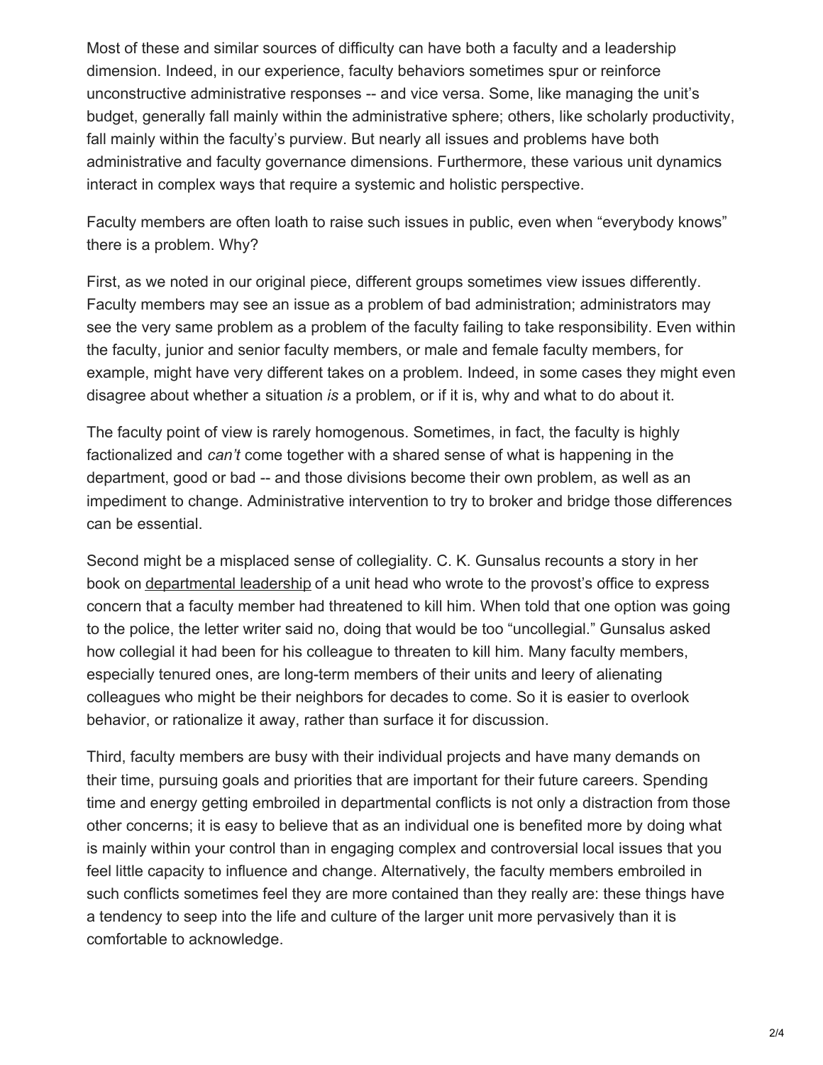Most of these and similar sources of difficulty can have both a faculty and a leadership dimension. Indeed, in our experience, faculty behaviors sometimes spur or reinforce unconstructive administrative responses -- and vice versa. Some, like managing the unit's budget, generally fall mainly within the administrative sphere; others, like scholarly productivity, fall mainly within the faculty's purview. But nearly all issues and problems have both administrative and faculty governance dimensions. Furthermore, these various unit dynamics interact in complex ways that require a systemic and holistic perspective.

Faculty members are often loath to raise such issues in public, even when "everybody knows" there is a problem. Why?

First, as we noted in our original piece, different groups sometimes view issues differently. Faculty members may see an issue as a problem of bad administration; administrators may see the very same problem as a problem of the faculty failing to take responsibility. Even within the faculty, junior and senior faculty members, or male and female faculty members, for example, might have very different takes on a problem. Indeed, in some cases they might even disagree about whether a situation *is* a problem, or if it is, why and what to do about it.

The faculty point of view is rarely homogenous. Sometimes, in fact, the faculty is highly factionalized and *can't* come together with a shared sense of what is happening in the department, good or bad -- and those divisions become their own problem, as well as an impediment to change. Administrative intervention to try to broker and bridge those differences can be essential.

Second might be a misplaced sense of collegiality. C. K. Gunsalus recounts a story in her book on departmental leadership of a unit head who wrote to the provost's office to express concern that a faculty member had threatened to kill him. When told that one option was going to the police, the letter writer said no, doing that would be too "uncollegial." Gunsalus asked how collegial it had been for his colleague to threaten to kill him. Many faculty members, especially tenured ones, are long-term members of their units and leery of alienating colleagues who might be their neighbors for decades to come. So it is easier to overlook behavior, or rationalize it away, rather than surface it for discussion.

Third, faculty members are busy with their individual projects and have many demands on their time, pursuing goals and priorities that are important for their future careers. Spending time and energy getting embroiled in departmental conflicts is not only a distraction from those other concerns; it is easy to believe that as an individual one is benefited more by doing what is mainly within your control than in engaging complex and controversial local issues that you feel little capacity to influence and change. Alternatively, the faculty members embroiled in such conflicts sometimes feel they are more contained than they really are: these things have a tendency to seep into the life and culture of the larger unit more pervasively than it is comfortable to acknowledge.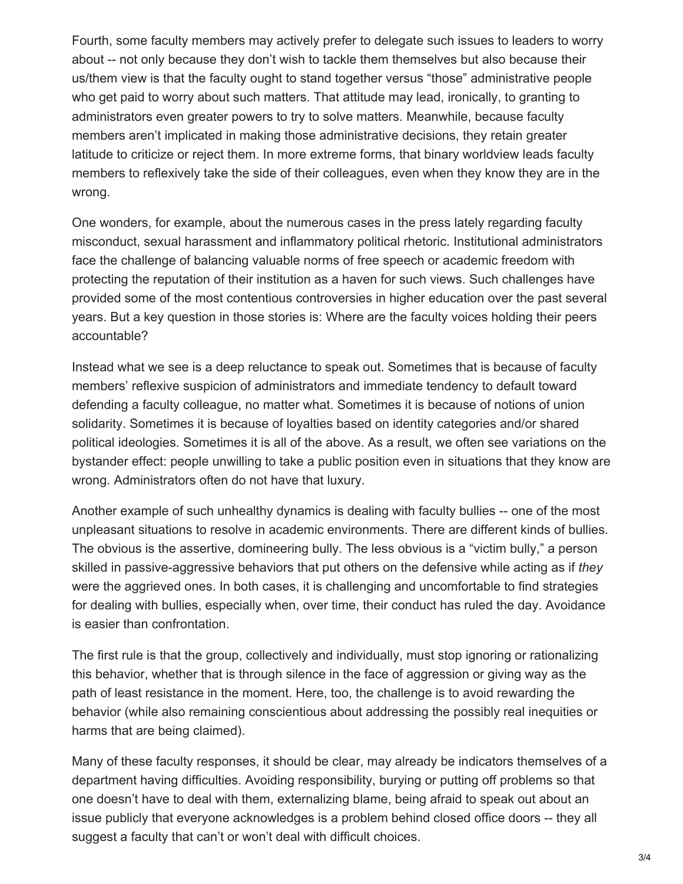Fourth, some faculty members may actively prefer to delegate such issues to leaders to worry about -- not only because they don't wish to tackle them themselves but also because their us/them view is that the faculty ought to stand together versus "those" administrative people who get paid to worry about such matters. That attitude may lead, ironically, to granting to administrators even greater powers to try to solve matters. Meanwhile, because faculty members aren't implicated in making those administrative decisions, they retain greater latitude to criticize or reject them. In more extreme forms, that binary worldview leads faculty members to reflexively take the side of their colleagues, even when they know they are in the wrong.

One wonders, for example, about the numerous cases in the press lately regarding faculty misconduct, sexual harassment and inflammatory political rhetoric. Institutional administrators face the challenge of balancing valuable norms of free speech or academic freedom with protecting the reputation of their institution as a haven for such views. Such challenges have provided some of the most contentious controversies in higher education over the past several years. But a key question in those stories is: Where are the faculty voices holding their peers accountable?

Instead what we see is a deep reluctance to speak out. Sometimes that is because of faculty members' reflexive suspicion of administrators and immediate tendency to default toward defending a faculty colleague, no matter what. Sometimes it is because of notions of union solidarity. Sometimes it is because of loyalties based on identity categories and/or shared political ideologies. Sometimes it is all of the above. As a result, we often see variations on the bystander effect: people unwilling to take a public position even in situations that they know are wrong. Administrators often do not have that luxury.

Another example of such unhealthy dynamics is dealing with faculty bullies -- one of the most unpleasant situations to resolve in academic environments. There are different kinds of bullies. The obvious is the assertive, domineering bully. The less obvious is a "victim bully," a person skilled in passive-aggressive behaviors that put others on the defensive while acting as if *they* were the aggrieved ones. In both cases, it is challenging and uncomfortable to find strategies for dealing with bullies, especially when, over time, their conduct has ruled the day. Avoidance is easier than confrontation.

The first rule is that the group, collectively and individually, must stop ignoring or rationalizing this behavior, whether that is through silence in the face of aggression or giving way as the path of least resistance in the moment. Here, too, the challenge is to avoid rewarding the behavior (while also remaining conscientious about addressing the possibly real inequities or harms that are being claimed).

Many of these faculty responses, it should be clear, may already be indicators themselves of a department having difficulties. Avoiding responsibility, burying or putting off problems so that one doesn't have to deal with them, externalizing blame, being afraid to speak out about an issue publicly that everyone acknowledges is a problem behind closed office doors -- they all suggest a faculty that can't or won't deal with difficult choices.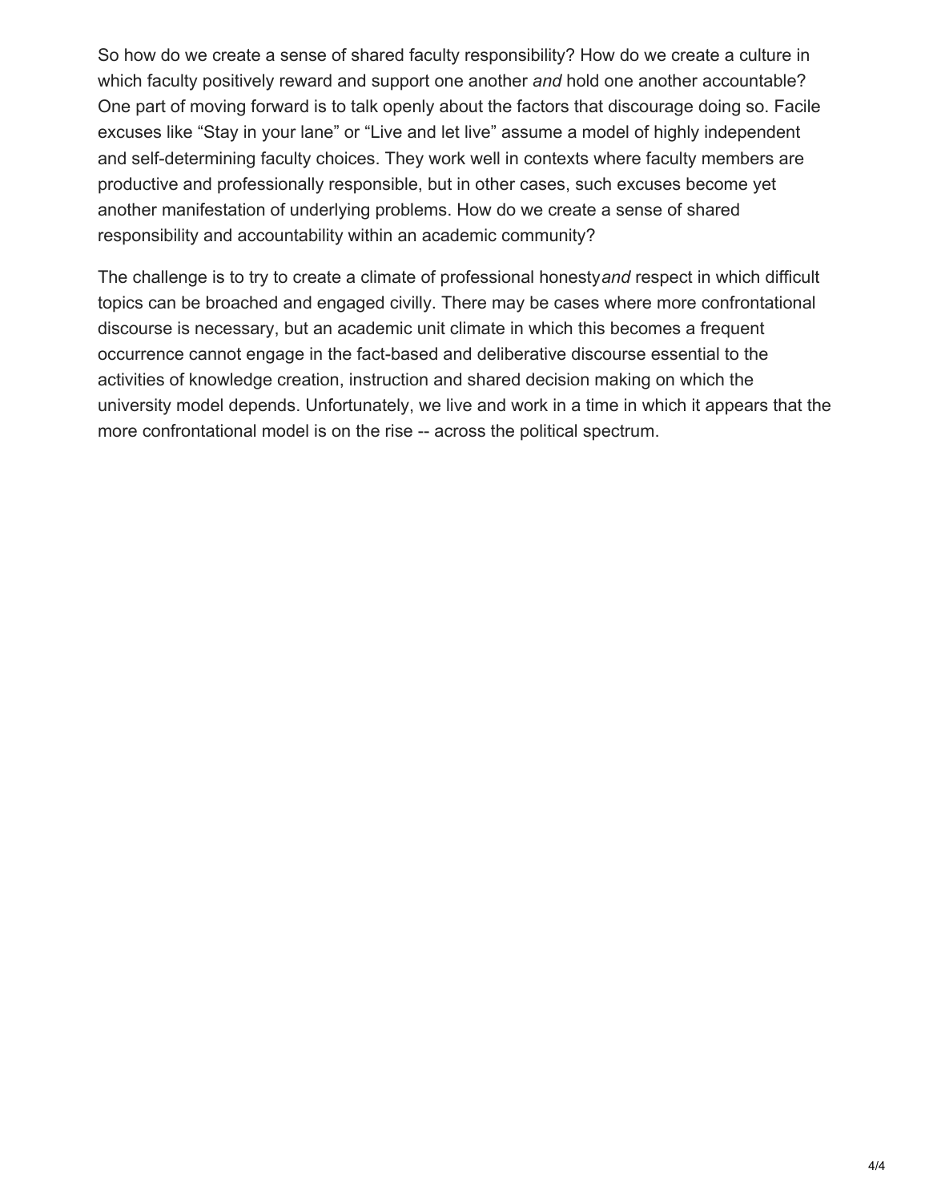So how do we create a sense of shared faculty responsibility? How do we create a culture in which faculty positively reward and support one another *and* hold one another accountable? One part of moving forward is to talk openly about the factors that discourage doing so. Facile excuses like "Stay in your lane" or "Live and let live" assume a model of highly independent and self-determining faculty choices. They work well in contexts where faculty members are productive and professionally responsible, but in other cases, such excuses become yet another manifestation of underlying problems. How do we create a sense of shared responsibility and accountability within an academic community?

The challenge is to try to create a climate of professional honesty *and* respect in which difficult topics can be broached and engaged civilly. There may be cases where more confrontational discourse is necessary, but an academic unit climate in which this becomes a frequent occurrence cannot engage in the fact-based and deliberative discourse essential to the activities of knowledge creation, instruction and shared decision making on which the university model depends. Unfortunately, we live and work in a time in which it appears that the more confrontational model is on the rise -- across the political spectrum.